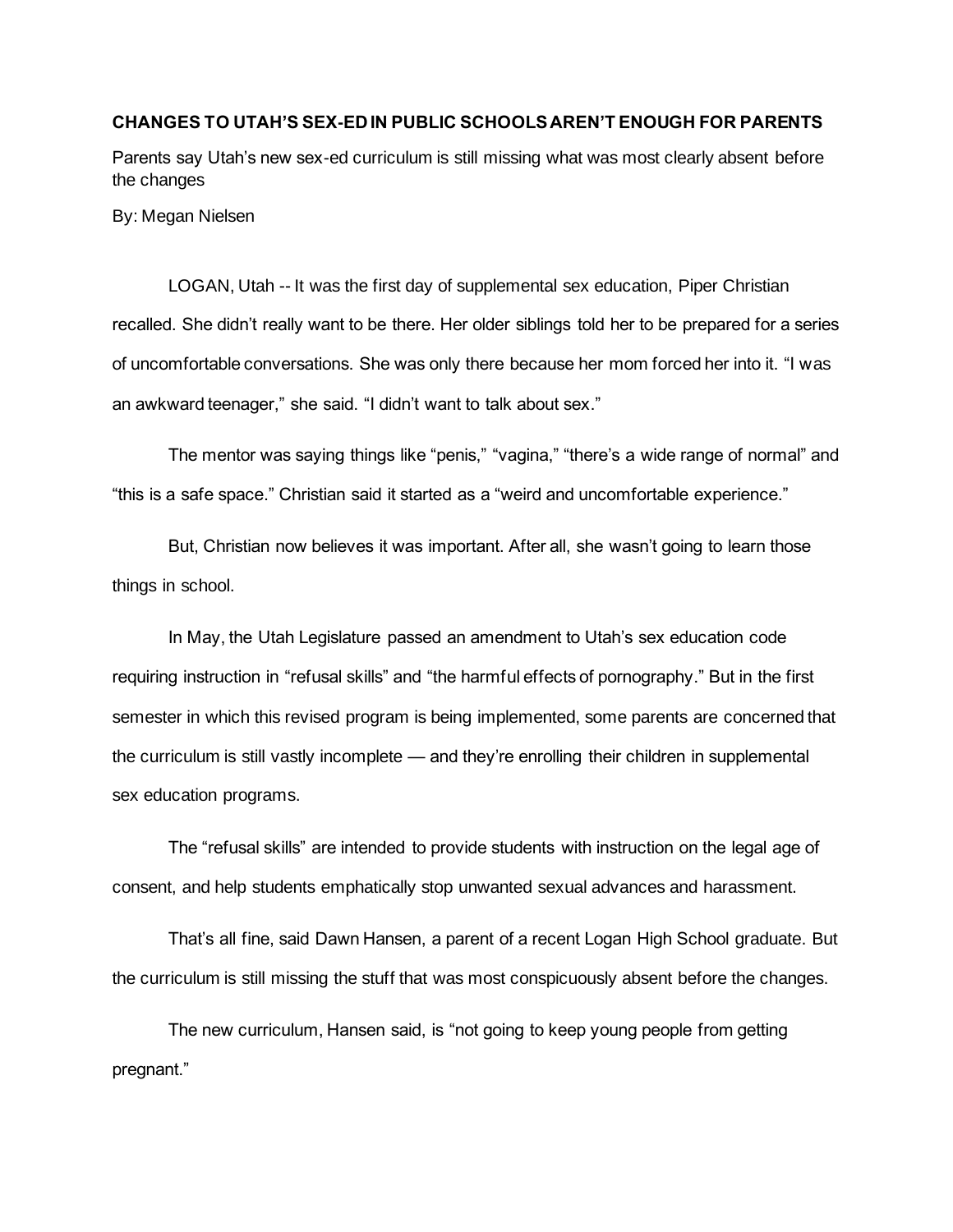**CHANGES TO UTAH'S SEX-ED IN PUBLIC SCHOOLS AREN'T ENOUGH FOR PARENTS**

Parents say Utah's new sex-ed curriculum is still missing what was most clearly absent before the changes

By: Megan Nielsen

LOGAN, Utah -- It was the first day of supplemental sex education, Piper Christian recalled. She didn't really want to be there. Her older siblings told her to be prepared for a series of uncomfortable conversations. She was only there because her mom forced her into it. "I was an awkward teenager," she said. "I didn't want to talk about sex."

The mentor was saying things like "penis," "vagina," "there's a wide range of normal" and "this is a safe space." Christian said it started as a "weird and uncomfortable experience."

But, Christian now believes it was important. After all, she wasn't going to learn those things in school.

In May, the Utah Legislature passed an amendment to Utah's sex education code requiring instruction in "refusal skills" and "the harmful effects of pornography." But in the first semester in which this revised program is being implemented, some parents are concerned that the curriculum is still vastly incomplete — and they're enrolling their children in supplemental sex education programs.

The "refusal skills" are intended to provide students with instruction on the legal age of consent, and help students emphatically stop unwanted sexual advances and harassment.

That's all fine, said Dawn Hansen, a parent of a recent Logan High School graduate. But the curriculum is still missing the stuff that was most conspicuously absent before the changes.

The new curriculum, Hansen said, is "not going to keep young people from getting pregnant."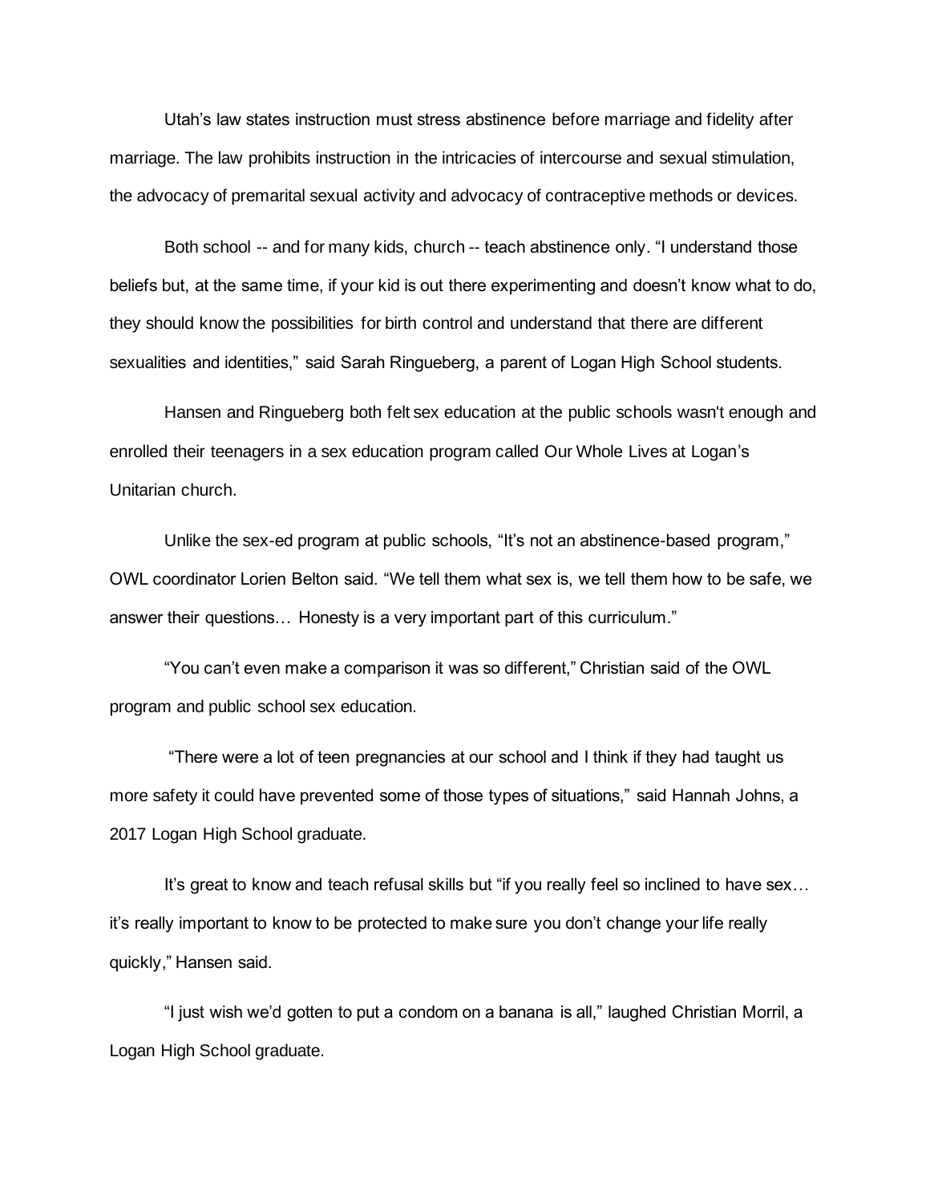Utah's law states instruction must stress abstinence before marriage and fidelity after marriage. The law prohibits instruction in the intricacies of intercourse and sexual stimulation, the advocacy of premarital sexual activity and advocacy of contraceptive methods or devices.

Both school -- and for many kids, church -- teach abstinence only. "I understand those beliefs but, at the same time, if your kid is out there experimenting and doesn't know what to do, they should know the possibilities for birth control and understand that there are different sexualities and identities," said Sarah Ringueberg, a parent of Logan High School students.

Hansen and Ringueberg both felt sex education at the public schools wasn't enough and enrolled their teenagers in a sex education program called Our Whole Lives at Logan's Unitarian church.

Unlike the sex-ed program at public schools, "It's not an abstinence-based program," OWL coordinator Lorien Belton said. "We tell them what sex is, we tell them how to be safe, we answer their questions… Honesty is a very important part of this curriculum."

"You can't even make a comparison it was so different," Christian said of the OWL program and public school sex education.

"There were a lot of teen pregnancies at our school and I think if they had taught us more safety it could have prevented some of those types of situations," said Hannah Johns, a 2017 Logan High School graduate.

It's great to know and teach refusal skills but "if you really feel so inclined to have sex… it's really important to know to be protected to make sure you don't change your life really quickly," Hansen said.

"I just wish we'd gotten to put a condom on a banana is all," laughed Christian Morril, a Logan High School graduate.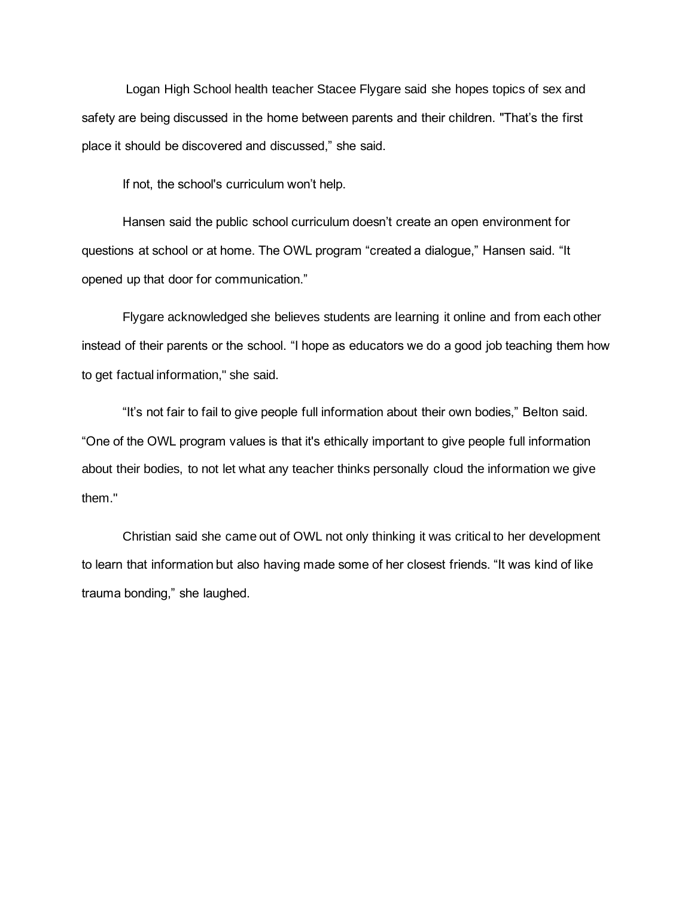Logan High School health teacher Stacee Flygare said she hopes topics of sex and safety are being discussed in the home between parents and their children. "That's the first place it should be discovered and discussed," she said.

If not, the school's curriculum won't help.

Hansen said the public school curriculum doesn't create an open environment for questions at school or at home. The OWL program "created a dialogue," Hansen said. "It opened up that door for communication."

Flygare acknowledged she believes students are learning it online and from each other instead of their parents or the school. "I hope as educators we do a good job teaching them how to get factual information," she said.

"It's not fair to fail to give people full information about their own bodies," Belton said. "One of the OWL program values is that it's ethically important to give people full information about their bodies, to not let what any teacher thinks personally cloud the information we give them."

Christian said she came out of OWL not only thinking it was critical to her development to learn that information but also having made some of her closest friends. "It was kind of like trauma bonding," she laughed.